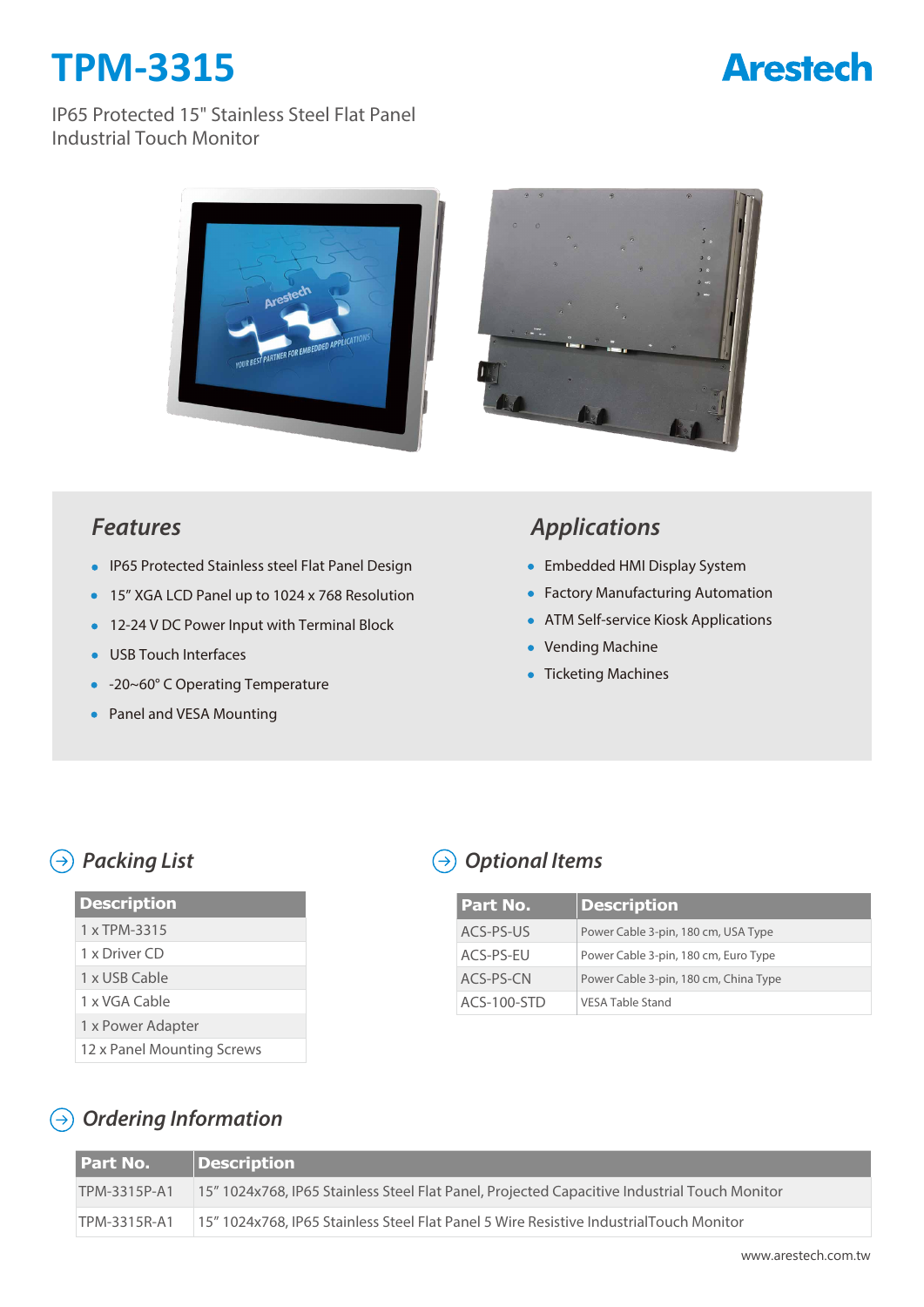# TPM-3315

Arestech

IP65 Protected 15" Stainless Steel Flat Panel Industrial Touch Monitor

## *Features*

- IP65 Protected Stainless steel Flat Panel Design
- 15" XGA LCD Panel up to 1024 x 768 Resolution
- 12-24 V DC Power Input with Terminal Block
- USB Touch Interfaces
- -20~60° C Operating Temperature
- Panel and VESA Mounting

## *Applications*

- Embedded HMI Display System
- Factory Manufacturing Automation
- ATM Self-service Kiosk Applications
- Vending Machine
- Ticketing Machines

## *Packing List*

| Description |
|---|
| 1 x TPM-3315 |
| 1 x Driver CD |
| 1 x USB Cable |
| 1 x VGA Cable |
| 1 x Power Adapter |
| 12 x Panel Mounting Screws |

## *Optional Items*

| Part No. | Description |
|---|---|
| ACS-PS-US | Power Cable 3-pin, 180 cm, USA Type |
| ACS-PS-EU | Power Cable 3-pin, 180 cm, Euro Type |
| ACS-PS-CN | Power Cable 3-pin, 180 cm, China Type |
| ACS-100-STD | VESA Table Stand |

## *Ordering Information*

| Part No. | Description |
|---|---|
| TPM-3315P-A1 | 15" 1024x768, IP65 Stainless Steel Flat Panel, Projected Capacitive Industrial Touch Monitor |
| TPM-3315R-A1 | 15" 1024x768, IP65 Stainless Steel Flat Panel 5 Wire Resistive IndustrialTouch Monitor |

www.arestech.com.tw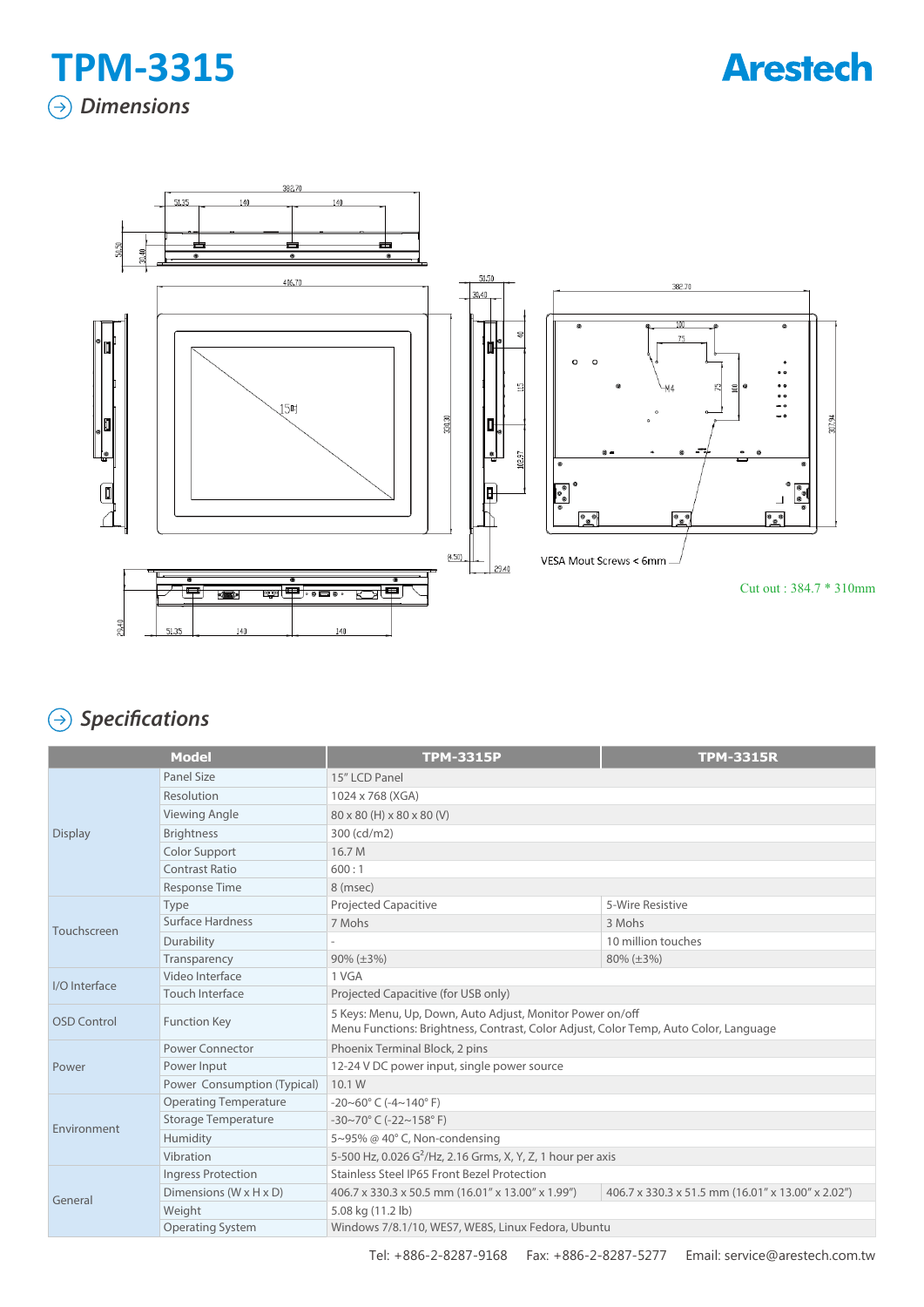# TPM-3315

Arestech

## Dimensions

388.70
51.35 140 140
51.50 30.40
406.70
51.50
30.40
40
115
330.30
109.57
15"
(4.50)
29.40
382.70
100
75
M4
75
100
307.94
VESA Mout Screws < 6mm
Cut out : 384.7 * 310mm
29.40 51.35 140 140

## Specifications

| Model | | TPM-3315P | TPM-3315R |
|---|---|---|---|
| Display | Panel Size | 15" LCD Panel | |
| | Resolution | 1024 x 768 (XGA) | |
| | Viewing Angle | 80 x 80 (H) x 80 x 80 (V) | |
| | Brightness | 300 (cd/m2) | |
| | Color Support | 16.7 M | |
| | Contrast Ratio | 600 : 1 | |
| | Response Time | 8 (msec) | |
| Touchscreen | Type | Projected Capacitive | 5-Wire Resistive |
| | Surface Hardness | 7 Mohs | 3 Mohs |
| | Durability | - | 10 million touches |
| | Transparency | 90% (±3%) | 80% (±3%) |
| I/O Interface | Video Interface | 1 VGA | |
| | Touch Interface | Projected Capacitive (for USB only) | |
| OSD Control | Function Key | 5 Keys: Menu, Up, Down, Auto Adjust, Monitor Power on/off<br>Menu Functions: Brightness, Contrast, Color Adjust, Color Temp, Auto Color, Language | |
| Power | Power Connector | Phoenix Terminal Block, 2 pins | |
| | Power Input | 12-24 V DC power input, single power source | |
| | Power Consumption (Typical) | 10.1 W | |
| Environment | Operating Temperature | -20~60° C (-4~140° F) | |
| | Storage Temperature | -30~70° C (-22~158° F) | |
| | Humidity | 5~95% @ 40° C, Non-condensing | |
| | Vibration | 5-500 Hz, 0.026 $G^2$/Hz, 2.16 Grms, X, Y, Z, 1 hour per axis | |
| General | Ingress Protection | Stainless Steel IP65 Front Bezel Protection | |
| | Dimensions (W x H x D) | 406.7 x 330.3 x 50.5 mm (16.01" x 13.00" x 1.99") | 406.7 x 330.3 x 51.5 mm (16.01" x 13.00" x 2.02") |
| | Weight | 5.08 kg (11.2 lb) | |
| | Operating System | Windows 7/8.1/10, WES7, WE8S, Linux Fedora, Ubuntu | |

Tel: +886-2-8287-9168 Fax: +886-2-8287-5277 Email: service@arestech.com.tw